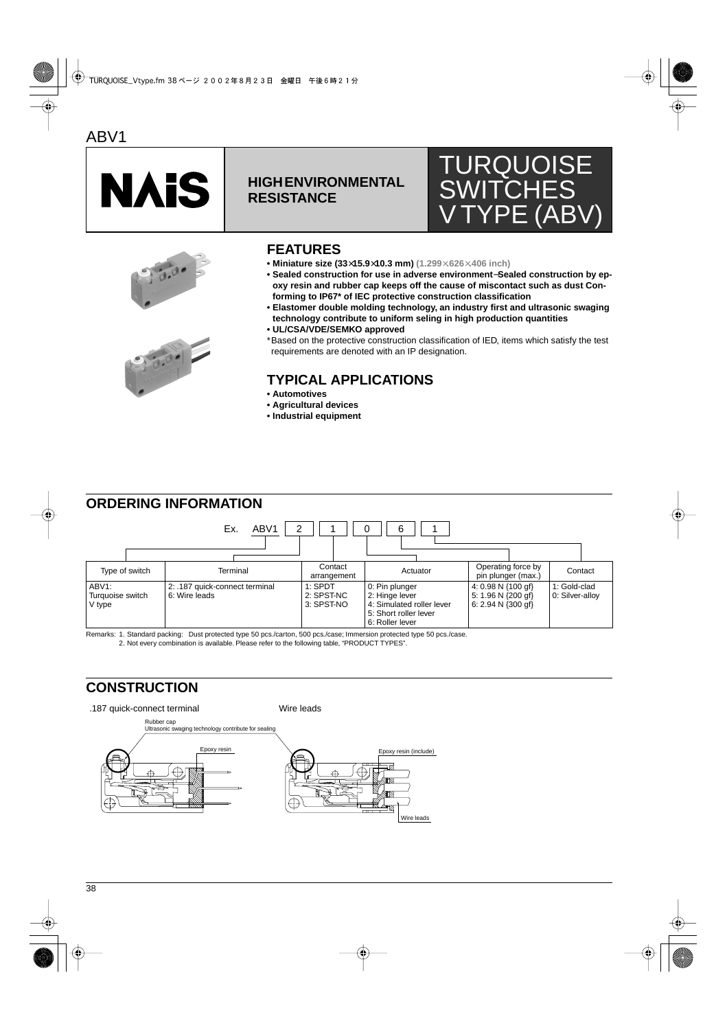ABV1

**NAiS**

**HIGH ENVIRONMENTAL RESISTANCE**

# TURQUOISE SWITCHES V TYPE (ABV)

## FEATURES

- **Miniature size (33×15.9×10.3 mm)** (1.299×626×406 inch)
- **Sealed construction for use in adverse environment–Sealed construction by epoxy resin and rubber cap keeps off the cause of miscontact such as dust Conforming to IP67* of IEC protective construction classification**
- **Elastomer double molding technology, an industry first and ultrasonic swaging technology contribute to uniform seling in high production quantities**
- **UL/CSA/VDE/SEMKO approved**

*Based on the protective construction classification of IED, items which satisfy the test requirements are denoted with an IP designation.

## TYPICAL APPLICATIONS

- **Automotives**
- **Agricultural devices**
- **Industrial equipment**

## ORDERING INFORMATION

Ex. ABV1 | 2 | 1 | 0 | 6 | 1

| Type of switch | Terminal | Contact arrangement | Actuator | Operating force by pin plunger (max.) | Contact |
|---|---|---|---|---|---|
| ABV1: Turquoise switch V type | 2: .187 quick-connect terminal<br>6: Wire leads | 1: SPDT<br>2: SPST-NC<br>3: SPST-NO | 0: Pin plunger<br>2: Hinge lever<br>4: Simulated roller lever<br>5: Short roller lever<br>6: Roller lever | 4: 0.98 N {100 gf}<br>5: 1.96 N {200 gf}<br>6: 2.94 N {300 gf} | 1: Gold-clad<br>0: Silver-alloy |

Remarks: 1. Standard packing: Dust protected type 50 pcs./carton, 500 pcs./case; Immersion protected type 50 pcs./case.
2. Not every combination is available. Please refer to the following table, "PRODUCT TYPES".

## CONSTRUCTION

.187 quick-connect terminal

Wire leads

Rubber cap
Ultrasonic swaging technology contribute for sealing

Epoxy resin

Epoxy resin (include)

Wire leads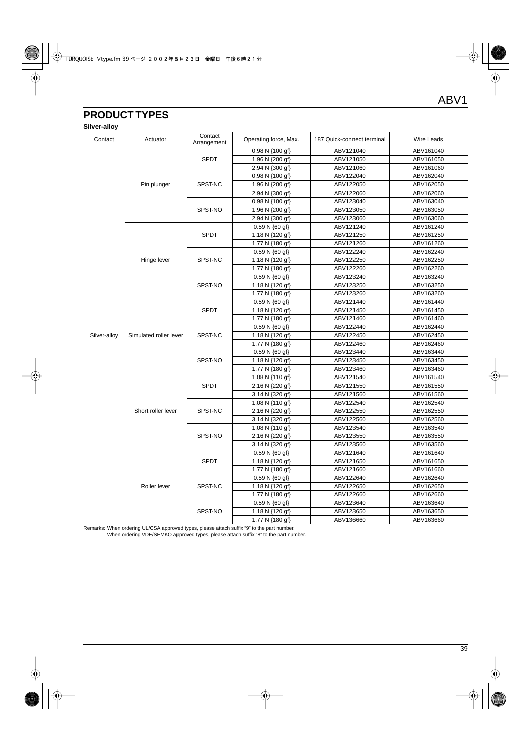## PRODUCT TYPES

**Silver-alloy**

| Contact | Actuator | Contact Arrangement | Operating force, Max. | 187 Quick-connect terminal | Wire Leads |
|---|---|---|---|---|---|
| Silver-alloy | Pin plunger | SPDT | 0.98 N {100 gf} | ABV121040 | ABV161040 |
| | | | 1.96 N {200 gf} | ABV121050 | ABV161050 |
| | | | 2.94 N {300 gf} | ABV121060 | ABV161060 |
| | | SPST-NC | 0.98 N {100 gf} | ABV122040 | ABV162040 |
| | | | 1.96 N {200 gf} | ABV122050 | ABV162050 |
| | | | 2.94 N {300 gf} | ABV122060 | ABV162060 |
| | | SPST-NO | 0.98 N {100 gf} | ABV123040 | ABV163040 |
| | | | 1.96 N {200 gf} | ABV123050 | ABV163050 |
| | | | 2.94 N {300 gf} | ABV123060 | ABV163060 |
| | Hinge lever | SPDT | 0.59 N {60 gf} | ABV121240 | ABV161240 |
| | | | 1.18 N {120 gf} | ABV121250 | ABV161250 |
| | | | 1.77 N {180 gf} | ABV121260 | ABV161260 |
| | | SPST-NC | 0.59 N {60 gf} | ABV122240 | ABV162240 |
| | | | 1.18 N {120 gf} | ABV122250 | ABV162250 |
| | | | 1.77 N {180 gf} | ABV122260 | ABV162260 |
| | | SPST-NO | 0.59 N {60 gf} | ABV123240 | ABV163240 |
| | | | 1.18 N {120 gf} | ABV123250 | ABV163250 |
| | | | 1.77 N {180 gf} | ABV123260 | ABV163260 |
| | Simulated roller lever | SPDT | 0.59 N {60 gf} | ABV121440 | ABV161440 |
| | | | 1.18 N {120 gf} | ABV121450 | ABV161450 |
| | | | 1.77 N {180 gf} | ABV121460 | ABV161460 |
| | | SPST-NC | 0.59 N {60 gf} | ABV122440 | ABV162440 |
| | | | 1.18 N {120 gf} | ABV122450 | ABV162450 |
| | | | 1.77 N {180 gf} | ABV122460 | ABV162460 |
| | | SPST-NO | 0.59 N {60 gf} | ABV123440 | ABV163440 |
| | | | 1.18 N {120 gf} | ABV123450 | ABV163450 |
| | | | 1.77 N {180 gf} | ABV123460 | ABV163460 |
| | Short roller lever | SPDT | 1.08 N {110 gf} | ABV121540 | ABV161540 |
| | | | 2.16 N {220 gf} | ABV121550 | ABV161550 |
| | | | 3.14 N {320 gf} | ABV121560 | ABV161560 |
| | | SPST-NC | 1.08 N {110 gf} | ABV122540 | ABV162540 |
| | | | 2.16 N {220 gf} | ABV122550 | ABV162550 |
| | | | 3.14 N {320 gf} | ABV122560 | ABV162560 |
| | | SPST-NO | 1.08 N {110 gf} | ABV123540 | ABV163540 |
| | | | 2.16 N {220 gf} | ABV123550 | ABV163550 |
| | | | 3.14 N {320 gf} | ABV123560 | ABV163560 |
| | Roller lever | SPDT | 0.59 N {60 gf} | ABV121640 | ABV161640 |
| | | | 1.18 N {120 gf} | ABV121650 | ABV161650 |
| | | | 1.77 N {180 gf} | ABV121660 | ABV161660 |
| | | SPST-NC | 0.59 N {60 gf} | ABV122640 | ABV162640 |
| | | | 1.18 N {120 gf} | ABV122650 | ABV162650 |
| | | | 1.77 N {180 gf} | ABV122660 | ABV162660 |
| | | SPST-NO | 0.59 N {60 gf} | ABV123640 | ABV163640 |
| | | | 1.18 N {120 gf} | ABV123650 | ABV163650 |
| | | | 1.77 N {180 gf} | ABV136660 | ABV163660 |

Remarks: When ordering UL/CSA approved types, please attach suffix "9" to the part number.
When ordering VDE/SEMKO approved types, please attach suffix "8" to the part number.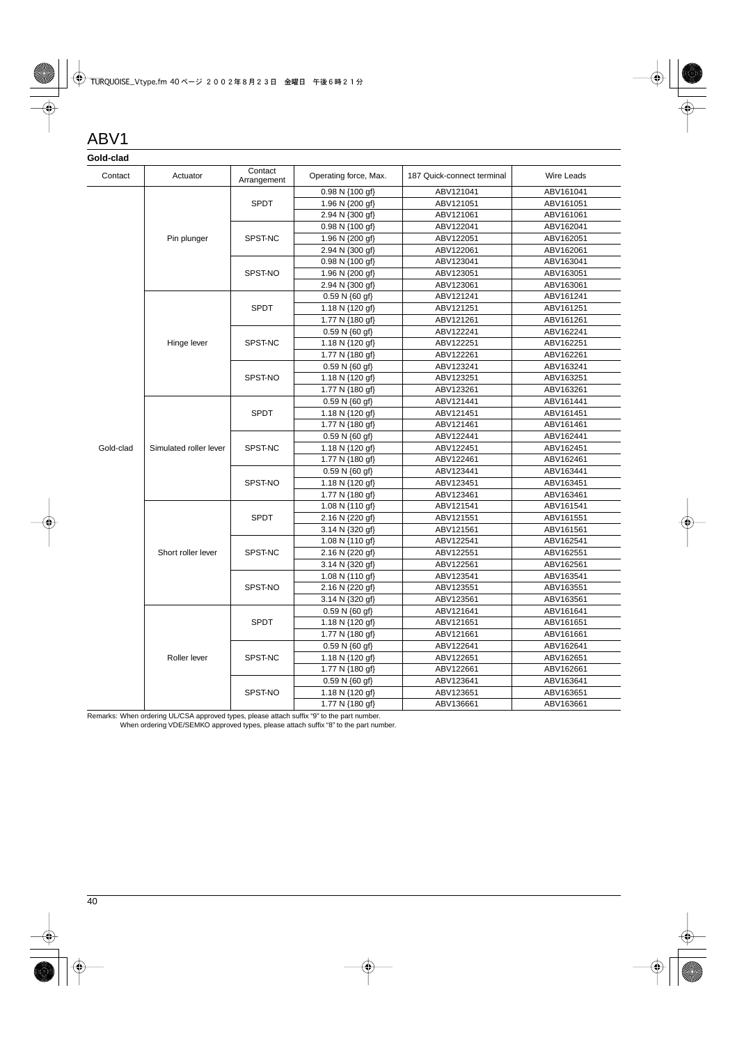# ABV1

**Gold-clad**

| Contact | Actuator | Contact Arrangement | Operating force, Max. | 187 Quick-connect terminal | Wire Leads |
|---|---|---|---|---|---|
| Gold-clad | Pin plunger | SPDT | 0.98 N {100 gf} | ABV121041 | ABV161041 |
| | | | 1.96 N {200 gf} | ABV121051 | ABV161051 |
| | | | 2.94 N {300 gf} | ABV121061 | ABV161061 |
| | | SPST-NC | 0.98 N {100 gf} | ABV122041 | ABV162041 |
| | | | 1.96 N {200 gf} | ABV122051 | ABV162051 |
| | | | 2.94 N {300 gf} | ABV122061 | ABV162061 |
| | | SPST-NO | 0.98 N {100 gf} | ABV123041 | ABV163041 |
| | | | 1.96 N {200 gf} | ABV123051 | ABV163051 |
| | | | 2.94 N {300 gf} | ABV123061 | ABV163061 |
| | Hinge lever | SPDT | 0.59 N {60 gf} | ABV121241 | ABV161241 |
| | | | 1.18 N {120 gf} | ABV121251 | ABV161251 |
| | | | 1.77 N {180 gf} | ABV121261 | ABV161261 |
| | | SPST-NC | 0.59 N {60 gf} | ABV122241 | ABV162241 |
| | | | 1.18 N {120 gf} | ABV122251 | ABV162251 |
| | | | 1.77 N {180 gf} | ABV122261 | ABV162261 |
| | | SPST-NO | 0.59 N {60 gf} | ABV123241 | ABV163241 |
| | | | 1.18 N {120 gf} | ABV123251 | ABV163251 |
| | | | 1.77 N {180 gf} | ABV123261 | ABV163261 |
| | Simulated roller lever | SPDT | 0.59 N {60 gf} | ABV121441 | ABV161441 |
| | | | 1.18 N {120 gf} | ABV121451 | ABV161451 |
| | | | 1.77 N {180 gf} | ABV121461 | ABV161461 |
| | | SPST-NC | 0.59 N {60 gf} | ABV122441 | ABV162441 |
| | | | 1.18 N {120 gf} | ABV122451 | ABV162451 |
| | | | 1.77 N {180 gf} | ABV122461 | ABV162461 |
| | | SPST-NO | 0.59 N {60 gf} | ABV123441 | ABV163441 |
| | | | 1.18 N {120 gf} | ABV123451 | ABV163451 |
| | | | 1.77 N {180 gf} | ABV123461 | ABV163461 |
| | Short roller lever | SPDT | 1.08 N {110 gf} | ABV121541 | ABV161541 |
| | | | 2.16 N {220 gf} | ABV121551 | ABV161551 |
| | | | 3.14 N {320 gf} | ABV121561 | ABV161561 |
| | | SPST-NC | 1.08 N {110 gf} | ABV122541 | ABV162541 |
| | | | 2.16 N {220 gf} | ABV122551 | ABV162551 |
| | | | 3.14 N {320 gf} | ABV122561 | ABV162561 |
| | | SPST-NO | 1.08 N {110 gf} | ABV123541 | ABV163541 |
| | | | 2.16 N {220 gf} | ABV123551 | ABV163551 |
| | | | 3.14 N {320 gf} | ABV123561 | ABV163561 |
| | Roller lever | SPDT | 0.59 N {60 gf} | ABV121641 | ABV161641 |
| | | | 1.18 N {120 gf} | ABV121651 | ABV161651 |
| | | | 1.77 N {180 gf} | ABV121661 | ABV161661 |
| | | SPST-NC | 0.59 N {60 gf} | ABV122641 | ABV162641 |
| | | | 1.18 N {120 gf} | ABV122651 | ABV162651 |
| | | | 1.77 N {180 gf} | ABV122661 | ABV162661 |
| | | SPST-NO | 0.59 N {60 gf} | ABV123641 | ABV163641 |
| | | | 1.18 N {120 gf} | ABV123651 | ABV163651 |
| | | | 1.77 N {180 gf} | ABV136661 | ABV163661 |

Remarks: When ordering UL/CSA approved types, please attach suffix "9" to the part number.
When ordering VDE/SEMKO approved types, please attach suffix "8" to the part number.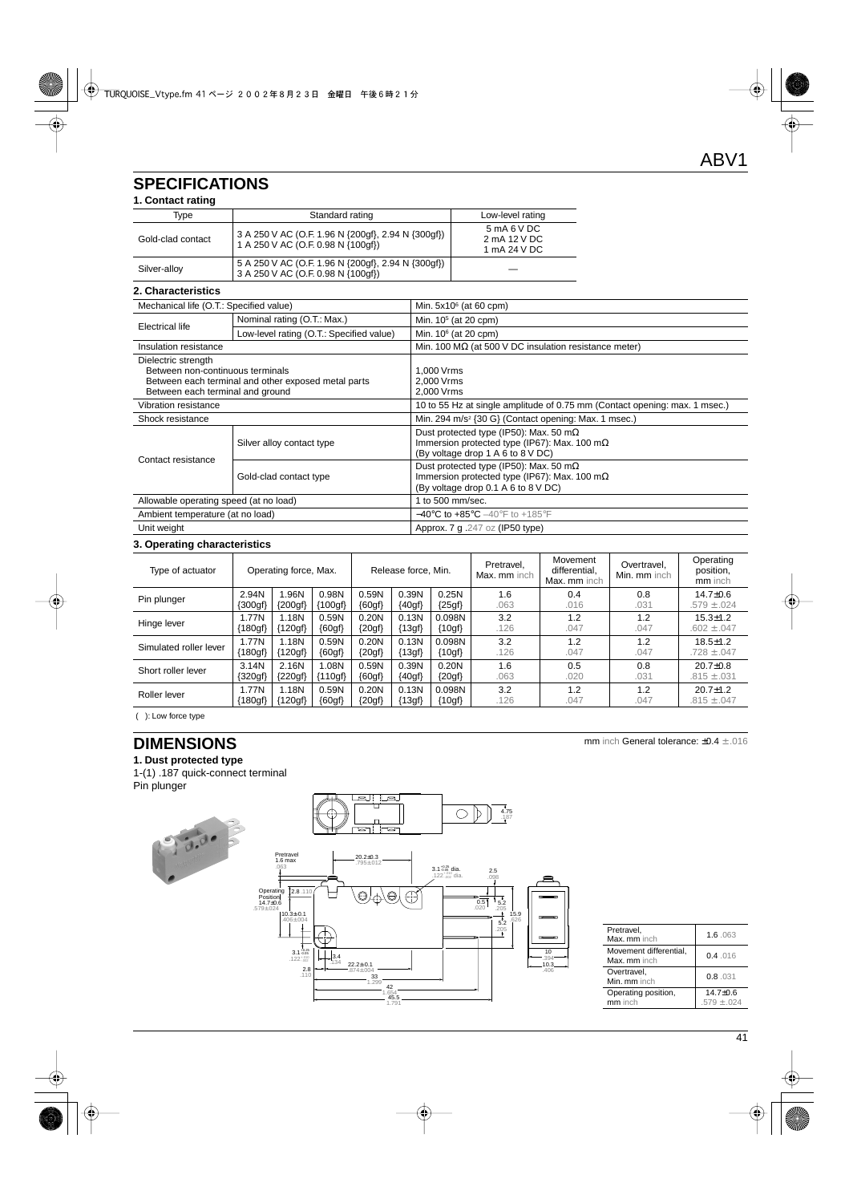## SPECIFICATIONS

### 1. Contact rating

| Type | Standard rating | Low-level rating |
|---|---|---|
| Gold-clad contact | 3 A 250 V AC (O.F. 1.96 N {200gf}, 2.94 N {300gf})<br>1 A 250 V AC (O.F. 0.98 N {100gf}) | 5 mA 6 V DC<br>2 mA 12 V DC<br>1 mA 24 V DC |
| Silver-alloy | 5 A 250 V AC (O.F. 1.96 N {200gf}, 2.94 N {300gf})<br>3 A 250 V AC (O.F. 0.98 N {100gf}) | — |

### 2. Characteristics

| Mechanical life (O.T.: Specified value) | | Min. $5x10^6$ (at 60 cpm) |
|---|---|---|
| Electrical life | Nominal rating (O.T.: Max.) | Min. $10^5$ (at 20 cpm) |
| | Low-level rating (O.T.: Specified value) | Min. $10^6$ (at 20 cpm) |
| Insulation resistance | | Min. 100 MΩ (at 500 V DC insulation resistance meter) |
| Dielectric strength<br>Between non-continuous terminals<br>Between each terminal and other exposed metal parts<br>Between each terminal and ground | | <br>1,000 Vrms<br>2,000 Vrms<br>2,000 Vrms |
| Vibration resistance | | 10 to 55 Hz at single amplitude of 0.75 mm (Contact opening: max. 1 msec.) |
| Shock resistance | | Min. 294 m/s² {30 G} (Contact opening: Max. 1 msec.) |
| Contact resistance | Silver alloy contact type | Dust protected type (IP50): Max. 50 mΩ<br>Immersion protected type (IP67): Max. 100 mΩ<br>(By voltage drop 1 A 6 to 8 V DC) |
| | Gold-clad contact type | Dust protected type (IP50): Max. 50 mΩ<br>Immersion protected type (IP67): Max. 100 mΩ<br>(By voltage drop 0.1 A 6 to 8 V DC) |
| Allowable operating speed (at no load) | | 1 to 500 mm/sec. |
| Ambient temperature (at no load) | | −40°C to +85°C −40°F to +185°F |
| Unit weight | | Approx. 7 g .247 oz (IP50 type) |

### 3. Operating characteristics

| Type of actuator | Operating force, Max. | | | Release force, Min. | | | Pretravel, Max. mm inch | Movement differential, Max. mm inch | Overtravel, Min. mm inch | Operating position, mm inch |
|---|---|---|---|---|---|---|---|---|---|---|
| Pin plunger | 2.94N {300gf} | 1.96N {200gf} | 0.98N {100gf} | 0.59N {60gf} | 0.39N {40gf} | 0.25N {25gf} | 1.6 .063 | 0.4 .016 | 0.8 .031 | 14.7±0.6 .579 ±.024 |
| Hinge lever | 1.77N {180gf} | 1.18N {120gf} | 0.59N {60gf} | 0.20N {20gf} | 0.13N {13gf} | 0.098N {10gf} | 3.2 .126 | 1.2 .047 | 1.2 .047 | 15.3±1.2 .602 ±.047 |
| Simulated roller lever | 1.77N {180gf} | 1.18N {120gf} | 0.59N {60gf} | 0.20N {20gf} | 0.13N {13gf} | 0.098N {10gf} | 3.2 .126 | 1.2 .047 | 1.2 .047 | 18.5±1.2 .728 ±.047 |
| Short roller lever | 3.14N {320gf} | 2.16N {220gf} | 1.08N {110gf} | 0.59N {60gf} | 0.39N {40gf} | 0.20N {20gf} | 1.6 .063 | 0.5 .020 | 0.8 .031 | 20.7±0.8 .815 ±.031 |
| Roller lever | 1.77N {180gf} | 1.18N {120gf} | 0.59N {60gf} | 0.20N {20gf} | 0.13N {13gf} | 0.098N {10gf} | 3.2 .126 | 1.2 .047 | 1.2 .047 | 20.7±1.2 .815 ±.047 |

( ): Low force type

## DIMENSIONS

mm inch General tolerance: ±0.4 ±.016

### 1. Dust protected type

1-(1) .187 quick-connect terminal

Pin plunger

| Pretravel, Max. mm inch | 1.6 .063 |
|---|---|
| Movement differential, Max. mm inch | 0.4 .016 |
| Overtravel, Min. mm inch | 0.8 .031 |
| Operating position, mm inch | 14.7±0.6 .579 ±.024 |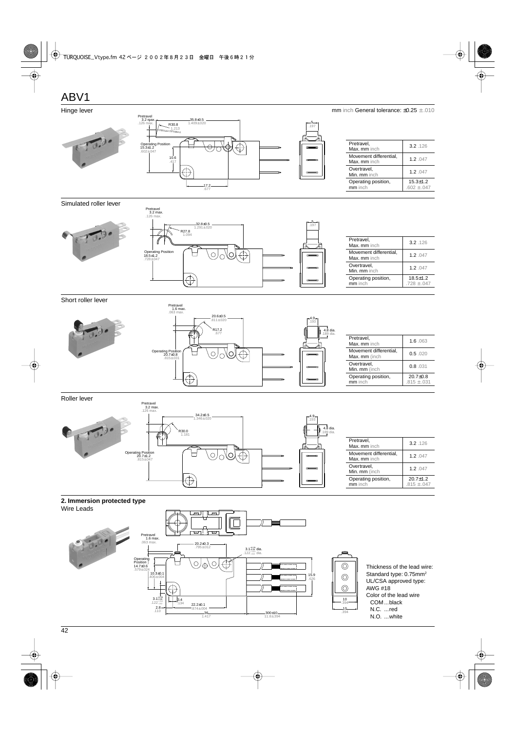# ABV1

## Hinge lever

mm inch General tolerance: ±0.25 ±.010

Pretravel
3.2 max.
.126 max.
35.8±0.5
1.409±.020
R30.8
1.213
5
.197
Operating Position
15.3±1.2
.602±.047
10.6
.417
17.2
.677

| | |
|---|---|
| Pretravel, Max. mm inch | 3.2 .126 |
| Movement differential, Max. mm inch | 1.2 .047 |
| Overtravel, Min. mm inch | 1.2 .047 |
| Operating position, mm inch | 15.3±1.2 .602 ±.047 |

## Simulated roller lever

Pretravel
3.2 max.
.126 max.
32.8±0.5
1.291±.020
R27.8
1.094
5
.197
Operating Position
18.5±1.2
.728±.047

| | |
|---|---|
| Pretravel, Max. mm inch | 3.2 .126 |
| Movement differential, Max. mm inch | 1.2 .047 |
| Overtravel, Min. mm inch | 1.2 .047 |
| Operating position, mm inch | 18.5±1.2 .728 ±.047 |

## Short roller lever

Pretravel
1.6 max.
.063 max.
20.6±0.5
.811±.020
R17.2
.677
4.9
.193
4.8 dia.
.189 dia.
Operating Position
20.7±0.8
.815±.031

| | |
|---|---|
| Pretravel, Max. mm inch | 1.6 .063 |
| Movement differential, Max. mm (inch | 0.5 .020 |
| Overtravel, Min. mm (inch | 0.8 .031 |
| Operating position, mm inch | 20.7±0.8 .815 ±.031 |

## Roller lever

Pretravel
3.2 max.
.126 max.
34.2±0.5
1.346±.020
R30.0
1.181
4.9
.193
4.8 dia.
.189 dia.
Operating Position
20.7±1.2
.815±.047

| | |
|---|---|
| Pretravel, Max. mm inch | 3.2 .126 |
| Movement differential, Max. mm inch | 1.2 .047 |
| Overtravel, Min. mm (inch | 1.2 .047 |
| Operating position, mm inch | 20.7±1.2 .815 ±.047 |

## 2. Immersion protected type

Wire Leads

Pretravel
1.6 max.
.063 max.
20.2±0.3
.795±.012
3.1 dia.
.122 dia.
Operating Position
14.7±0.6
.579±.024
10.3±0.1
.406±.004
15.9
.626
3.1
.122
3.4
.134
2.8
.110
22.2±0.1
.874±.004
36
1.417
300±10
11.8±.394
10
.394
10
.394

Thickness of the lead wire:
Standard type: 0.75mm²
UL/CSA approved type:
AWG #18
Color of the lead wire
COM…black
N.C. …red
N.O. …white